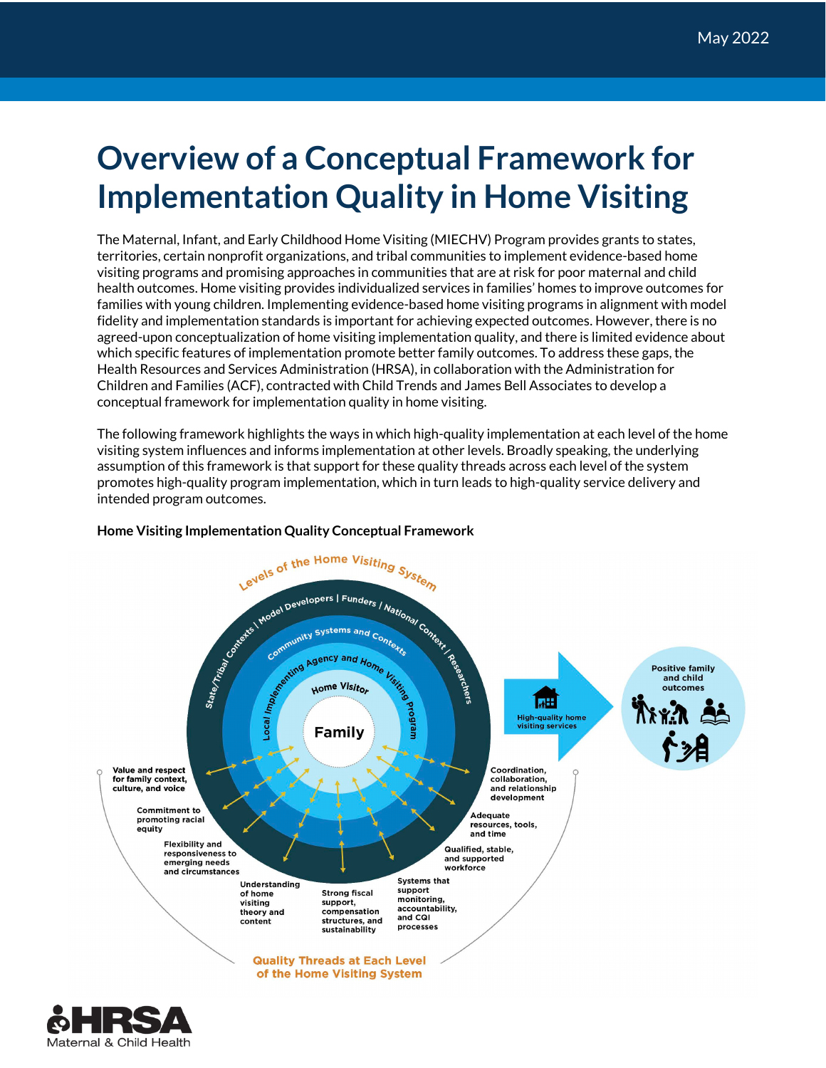May 2022

# Overview of a Conceptual Framework for Implementation Quality in Home Visiting

The Maternal, Infant, and Early Childhood Home Visiting (MIECHV) Program provides grants to states, territories, certain nonprofit organizations, and tribal communities to implement evidence-based home visiting programs and promising approaches in communities that are at risk for poor maternal and child health outcomes. Home visiting provides individualized services in families' homes to improve outcomes for families with young children. Implementing evidence-based home visiting programs in alignment with model fidelity and implementation standards is important for achieving expected outcomes. However, there is no agreed-upon conceptualization of home visiting implementation quality, and there is limited evidence about which specific features of implementation promote better family outcomes. To address these gaps, the Health Resources and Services Administration (HRSA), in collaboration with the Administration for Children and Families (ACF), contracted with Child Trends and James Bell Associates to develop a conceptual framework for implementation quality in home visiting.

The following framework highlights the ways in which high-quality implementation at each level of the home visiting system influences and informs implementation at other levels. Broadly speaking, the underlying assumption of this framework is that support for these quality threads across each level of the system promotes high-quality program implementation, which in turn leads to high-quality service delivery and intended program outcomes.

**Home Visiting Implementation Quality Conceptual Framework**

Levels of the Home Visiting System

- State/Tribal Contexts | Model Developers | Funders | National Context | Researchers
- Community Systems and Contexts
- Local Implementing Agency and Home Visiting Program
- Home Visitor
- Family

High-quality home visiting services → Positive family and child outcomes

Quality Threads at Each Level of the Home Visiting System

- Value and respect for family context, culture, and voice
- Commitment to promoting racial equity
- Flexibility and responsiveness to emerging needs and circumstances
- Understanding of home visiting theory and content
- Strong fiscal support, compensation structures, and sustainability
- Systems that support monitoring, accountability, and CQI processes
- Qualified, stable, and supported workforce
- Adequate resources, tools, and time
- Coordination, collaboration, and relationship development

HRSA Maternal & Child Health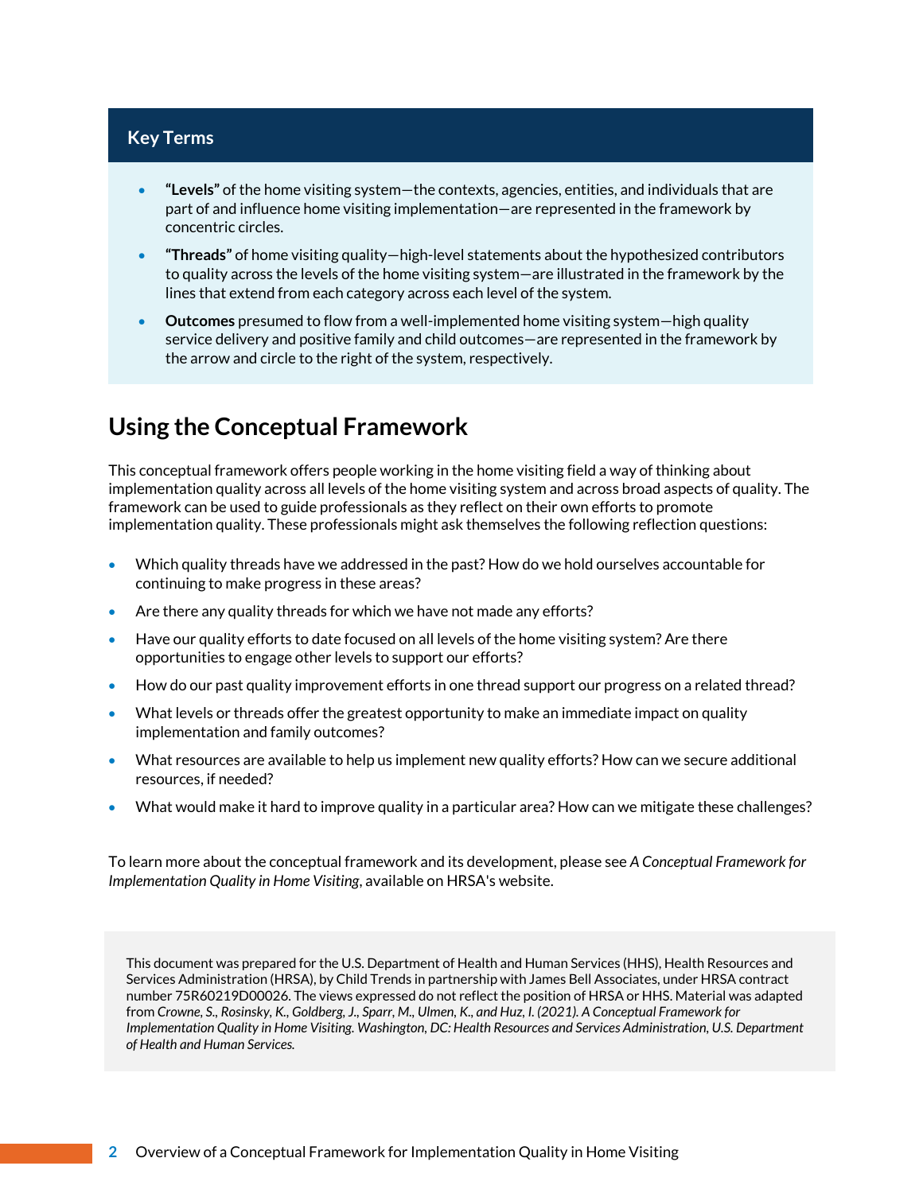## Key Terms

- **"Levels"** of the home visiting system—the contexts, agencies, entities, and individuals that are part of and influence home visiting implementation—are represented in the framework by concentric circles.
- **"Threads"** of home visiting quality—high-level statements about the hypothesized contributors to quality across the levels of the home visiting system—are illustrated in the framework by the lines that extend from each category across each level of the system.
- **Outcomes** presumed to flow from a well-implemented home visiting system—high quality service delivery and positive family and child outcomes—are represented in the framework by the arrow and circle to the right of the system, respectively.

## Using the Conceptual Framework

This conceptual framework offers people working in the home visiting field a way of thinking about implementation quality across all levels of the home visiting system and across broad aspects of quality. The framework can be used to guide professionals as they reflect on their own efforts to promote implementation quality. These professionals might ask themselves the following reflection questions:

- Which quality threads have we addressed in the past? How do we hold ourselves accountable for continuing to make progress in these areas?
- Are there any quality threads for which we have not made any efforts?
- Have our quality efforts to date focused on all levels of the home visiting system? Are there opportunities to engage other levels to support our efforts?
- How do our past quality improvement efforts in one thread support our progress on a related thread?
- What levels or threads offer the greatest opportunity to make an immediate impact on quality implementation and family outcomes?
- What resources are available to help us implement new quality efforts? How can we secure additional resources, if needed?
- What would make it hard to improve quality in a particular area? How can we mitigate these challenges?

To learn more about the conceptual framework and its development, please see *A Conceptual Framework for Implementation Quality in Home Visiting*, available on HRSA's website.

This document was prepared for the U.S. Department of Health and Human Services (HHS), Health Resources and Services Administration (HRSA), by Child Trends in partnership with James Bell Associates, under HRSA contract number 75R60219D00026. The views expressed do not reflect the position of HRSA or HHS. Material was adapted from *Crowne, S., Rosinsky, K., Goldberg, J., Sparr, M., Ulmen, K., and Huz, I. (2021). A Conceptual Framework for Implementation Quality in Home Visiting. Washington, DC: Health Resources and Services Administration, U.S. Department of Health and Human Services.*